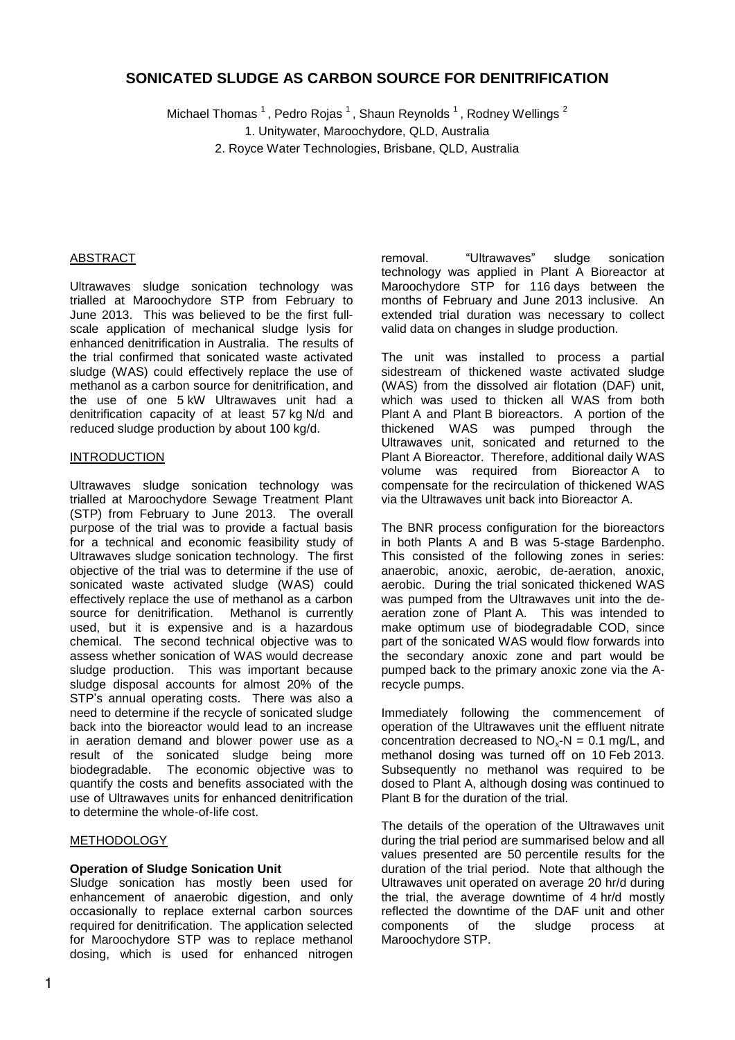# SONICATED SLUDGE AS CARBON SOURCE FOR DENITRIFICATION

Michael Thomas [1], Pedro Rojas [1], Shaun Reynolds [1], Rodney Wellings [2]

1. Unitywater, Maroochydore, QLD, Australia
2. Royce Water Technologies, Brisbane, QLD, Australia

## ABSTRACT

Ultrawaves sludge sonication technology was trialled at Maroochydore STP from February to June 2013. This was believed to be the first full-scale application of mechanical sludge lysis for enhanced denitrification in Australia. The results of the trial confirmed that sonicated waste activated sludge (WAS) could effectively replace the use of methanol as a carbon source for denitrification, and the use of one 5 kW Ultrawaves unit had a denitrification capacity of at least 57 kg N/d and reduced sludge production by about 100 kg/d.

## INTRODUCTION

Ultrawaves sludge sonication technology was trialled at Maroochydore Sewage Treatment Plant (STP) from February to June 2013. The overall purpose of the trial was to provide a factual basis for a technical and economic feasibility study of Ultrawaves sludge sonication technology. The first objective of the trial was to determine if the use of sonicated waste activated sludge (WAS) could effectively replace the use of methanol as a carbon source for denitrification. Methanol is currently used, but it is expensive and is a hazardous chemical. The second technical objective was to assess whether sonication of WAS would decrease sludge production. This was important because sludge disposal accounts for almost 20% of the STP's annual operating costs. There was also a need to determine if the recycle of sonicated sludge back into the bioreactor would lead to an increase in aeration demand and blower power use as a result of the sonicated sludge being more biodegradable. The economic objective was to quantify the costs and benefits associated with the use of Ultrawaves units for enhanced denitrification to determine the whole-of-life cost.

## METHODOLOGY

### Operation of Sludge Sonication Unit

Sludge sonication has mostly been used for enhancement of anaerobic digestion, and only occasionally to replace external carbon sources required for denitrification. The application selected for Maroochydore STP was to replace methanol dosing, which is used for enhanced nitrogen removal. "Ultrawaves" sludge sonication technology was applied in Plant A Bioreactor at Maroochydore STP for 116 days between the months of February and June 2013 inclusive. An extended trial duration was necessary to collect valid data on changes in sludge production.

The unit was installed to process a partial sidestream of thickened waste activated sludge (WAS) from the dissolved air flotation (DAF) unit, which was used to thicken all WAS from both Plant A and Plant B bioreactors. A portion of the thickened WAS was pumped through the Ultrawaves unit, sonicated and returned to the Plant A Bioreactor. Therefore, additional daily WAS volume was required from Bioreactor A to compensate for the recirculation of thickened WAS via the Ultrawaves unit back into Bioreactor A.

The BNR process configuration for the bioreactors in both Plants A and B was 5-stage Bardenpho. This consisted of the following zones in series: anaerobic, anoxic, aerobic, de-aeration, anoxic, aerobic. During the trial sonicated thickened WAS was pumped from the Ultrawaves unit into the de-aeration zone of Plant A. This was intended to make optimum use of biodegradable COD, since part of the sonicated WAS would flow forwards into the secondary anoxic zone and part would be pumped back to the primary anoxic zone via the A-recycle pumps.

Immediately following the commencement of operation of the Ultrawaves unit the effluent nitrate concentration decreased to $NO_x$-N = 0.1 mg/L, and methanol dosing was turned off on 10 Feb 2013. Subsequently no methanol was required to be dosed to Plant A, although dosing was continued to Plant B for the duration of the trial.

The details of the operation of the Ultrawaves unit during the trial period are summarised below and all values presented are 50 percentile results for the duration of the trial period. Note that although the Ultrawaves unit operated on average 20 hr/d during the trial, the average downtime of 4 hr/d mostly reflected the downtime of the DAF unit and other components of the sludge process at Maroochydore STP.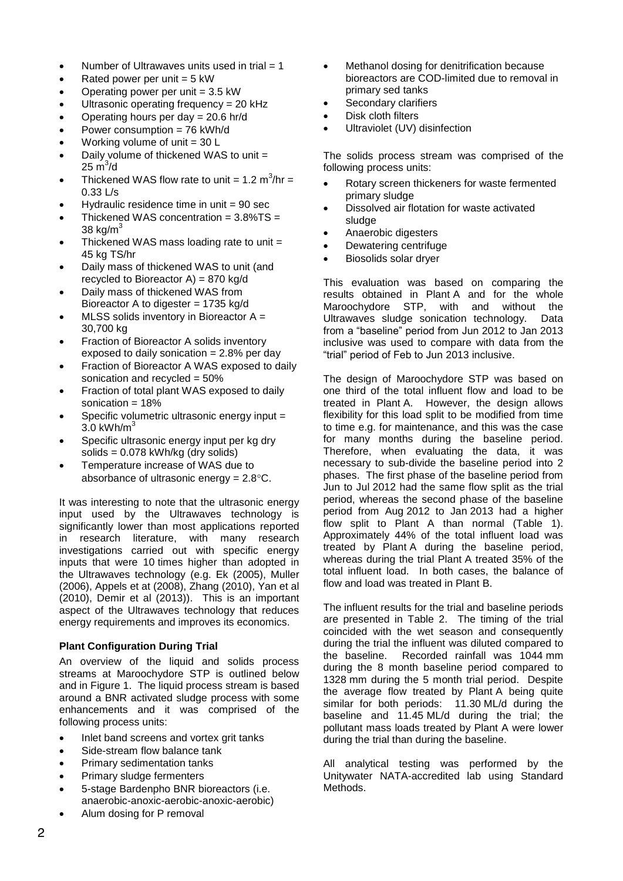- Number of Ultrawaves units used in trial = 1
- Rated power per unit = 5 kW
- Operating power per unit = 3.5 kW
- Ultrasonic operating frequency = 20 kHz
- Operating hours per day = 20.6 hr/d
- Power consumption = 76 kWh/d
- Working volume of unit = 30 L
- Daily volume of thickened WAS to unit = 25 $m^3$/d
- Thickened WAS flow rate to unit = 1.2 $m^3$/hr = 0.33 L/s
- Hydraulic residence time in unit = 90 sec
- Thickened WAS concentration = 3.8%TS = 38 kg/$m^3$
- Thickened WAS mass loading rate to unit = 45 kg TS/hr
- Daily mass of thickened WAS to unit (and recycled to Bioreactor A) = 870 kg/d
- Daily mass of thickened WAS from Bioreactor A to digester = 1735 kg/d
- MLSS solids inventory in Bioreactor A = 30,700 kg
- Fraction of Bioreactor A solids inventory exposed to daily sonication = 2.8% per day
- Fraction of Bioreactor A WAS exposed to daily sonication and recycled = 50%
- Fraction of total plant WAS exposed to daily sonication = 18%
- Specific volumetric ultrasonic energy input = 3.0 kWh/$m^3$
- Specific ultrasonic energy input per kg dry solids = 0.078 kWh/kg (dry solids)
- Temperature increase of WAS due to absorbance of ultrasonic energy = 2.8°C.

It was interesting to note that the ultrasonic energy input used by the Ultrawaves technology is significantly lower than most applications reported in research literature, with many research investigations carried out with specific energy inputs that were 10 times higher than adopted in the Ultrawaves technology (e.g. Ek (2005), Muller (2006), Appels et at (2008), Zhang (2010), Yan et al (2010), Demir et al (2013)). This is an important aspect of the Ultrawaves technology that reduces energy requirements and improves its economics.

### Plant Configuration During Trial

An overview of the liquid and solids process streams at Maroochydore STP is outlined below and in Figure 1. The liquid process stream is based around a BNR activated sludge process with some enhancements and it was comprised of the following process units:

- Inlet band screens and vortex grit tanks
- Side-stream flow balance tank
- Primary sedimentation tanks
- Primary sludge fermenters
- 5-stage Bardenpho BNR bioreactors (i.e. anaerobic-anoxic-aerobic-anoxic-aerobic)
- Alum dosing for P removal
- Methanol dosing for denitrification because bioreactors are COD-limited due to removal in primary sed tanks
- Secondary clarifiers
- Disk cloth filters
- Ultraviolet (UV) disinfection

The solids process stream was comprised of the following process units:

- Rotary screen thickeners for waste fermented primary sludge
- Dissolved air flotation for waste activated sludge
- Anaerobic digesters
- Dewatering centrifuge
- Biosolids solar dryer

This evaluation was based on comparing the results obtained in Plant A and for the whole Maroochydore STP, with and without the Ultrawaves sludge sonication technology. Data from a "baseline" period from Jun 2012 to Jan 2013 inclusive was used to compare with data from the "trial" period of Feb to Jun 2013 inclusive.

The design of Maroochydore STP was based on one third of the total influent flow and load to be treated in Plant A. However, the design allows flexibility for this load split to be modified from time to time e.g. for maintenance, and this was the case for many months during the baseline period. Therefore, when evaluating the data, it was necessary to sub-divide the baseline period into 2 phases. The first phase of the baseline period from Jun to Jul 2012 had the same flow split as the trial period, whereas the second phase of the baseline period from Aug 2012 to Jan 2013 had a higher flow split to Plant A than normal (Table 1). Approximately 44% of the total influent load was treated by Plant A during the baseline period, whereas during the trial Plant A treated 35% of the total influent load. In both cases, the balance of flow and load was treated in Plant B.

The influent results for the trial and baseline periods are presented in Table 2. The timing of the trial coincided with the wet season and consequently during the trial the influent was diluted compared to the baseline. Recorded rainfall was 1044 mm during the 8 month baseline period compared to 1328 mm during the 5 month trial period. Despite the average flow treated by Plant A being quite similar for both periods: 11.30 ML/d during the baseline and 11.45 ML/d during the trial; the pollutant mass loads treated by Plant A were lower during the trial than during the baseline.

All analytical testing was performed by the Unitywater NATA-accredited lab using Standard Methods.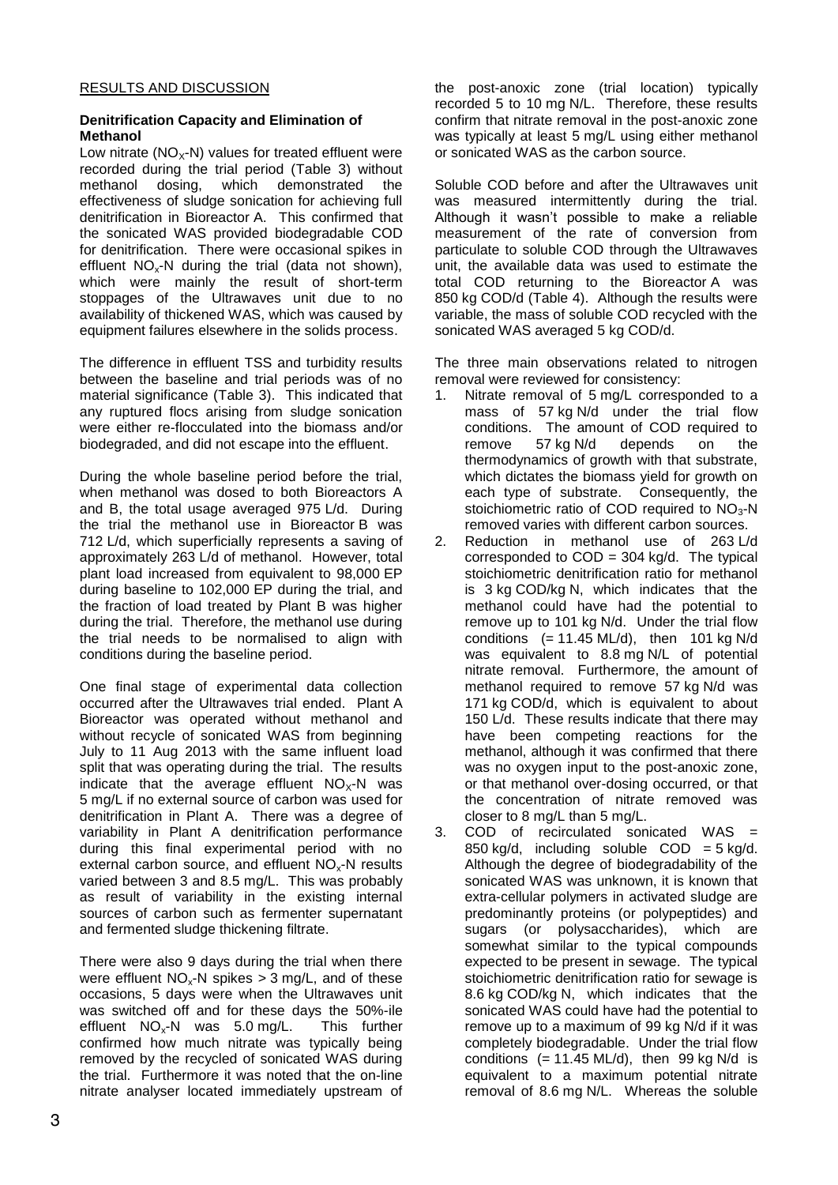## RESULTS AND DISCUSSION

### Denitrification Capacity and Elimination of Methanol

Low nitrate ($NO_X$-N) values for treated effluent were recorded during the trial period (Table 3) without methanol dosing, which demonstrated the effectiveness of sludge sonication for achieving full denitrification in Bioreactor A. This confirmed that the sonicated WAS provided biodegradable COD for denitrification. There were occasional spikes in effluent $NO_x$-N during the trial (data not shown), which were mainly the result of short-term stoppages of the Ultrawaves unit due to no availability of thickened WAS, which was caused by equipment failures elsewhere in the solids process.

The difference in effluent TSS and turbidity results between the baseline and trial periods was of no material significance (Table 3). This indicated that any ruptured flocs arising from sludge sonication were either re-flocculated into the biomass and/or biodegraded, and did not escape into the effluent.

During the whole baseline period before the trial, when methanol was dosed to both Bioreactors A and B, the total usage averaged 975 L/d. During the trial the methanol use in Bioreactor B was 712 L/d, which superficially represents a saving of approximately 263 L/d of methanol. However, total plant load increased from equivalent to 98,000 EP during baseline to 102,000 EP during the trial, and the fraction of load treated by Plant B was higher during the trial. Therefore, the methanol use during the trial needs to be normalised to align with conditions during the baseline period.

One final stage of experimental data collection occurred after the Ultrawaves trial ended. Plant A Bioreactor was operated without methanol and without recycle of sonicated WAS from beginning July to 11 Aug 2013 with the same influent load split that was operating during the trial. The results indicate that the average effluent $NO_X$-N was 5 mg/L if no external source of carbon was used for denitrification in Plant A. There was a degree of variability in Plant A denitrification performance during this final experimental period with no external carbon source, and effluent $NO_x$-N results varied between 3 and 8.5 mg/L. This was probably as result of variability in the existing internal sources of carbon such as fermenter supernatant and fermented sludge thickening filtrate.

There were also 9 days during the trial when there were effluent $NO_x$-N spikes > 3 mg/L, and of these occasions, 5 days were when the Ultrawaves unit was switched off and for these days the 50%-ile effluent $NO_x$-N was 5.0 mg/L. This further confirmed how much nitrate was typically being removed by the recycled of sonicated WAS during the trial. Furthermore it was noted that the on-line nitrate analyser located immediately upstream of the post-anoxic zone (trial location) typically recorded 5 to 10 mg N/L. Therefore, these results confirm that nitrate removal in the post-anoxic zone was typically at least 5 mg/L using either methanol or sonicated WAS as the carbon source.

Soluble COD before and after the Ultrawaves unit was measured intermittently during the trial. Although it wasn't possible to make a reliable measurement of the rate of conversion from particulate to soluble COD through the Ultrawaves unit, the available data was used to estimate the total COD returning to the Bioreactor A was 850 kg COD/d (Table 4). Although the results were variable, the mass of soluble COD recycled with the sonicated WAS averaged 5 kg COD/d.

The three main observations related to nitrogen removal were reviewed for consistency:

1. Nitrate removal of 5 mg/L corresponded to a mass of 57 kg N/d under the trial flow conditions. The amount of COD required to remove 57 kg N/d depends on the thermodynamics of growth with that substrate, which dictates the biomass yield for growth on each type of substrate. Consequently, the stoichiometric ratio of COD required to $NO_3$-N removed varies with different carbon sources.
2. Reduction in methanol use of 263 L/d corresponded to COD = 304 kg/d. The typical stoichiometric denitrification ratio for methanol is 3 kg COD/kg N, which indicates that the methanol could have had the potential to remove up to 101 kg N/d. Under the trial flow conditions (= 11.45 ML/d), then 101 kg N/d was equivalent to 8.8 mg N/L of potential nitrate removal. Furthermore, the amount of methanol required to remove 57 kg N/d was 171 kg COD/d, which is equivalent to about 150 L/d. These results indicate that there may have been competing reactions for the methanol, although it was confirmed that there was no oxygen input to the post-anoxic zone, or that methanol over-dosing occurred, or that the concentration of nitrate removed was closer to 8 mg/L than 5 mg/L.
3. COD of recirculated sonicated WAS = 850 kg/d, including soluble COD = 5 kg/d. Although the degree of biodegradability of the sonicated WAS was unknown, it is known that extra-cellular polymers in activated sludge are predominantly proteins (or polypeptides) and sugars (or polysaccharides), which are somewhat similar to the typical compounds expected to be present in sewage. The typical stoichiometric denitrification ratio for sewage is 8.6 kg COD/kg N, which indicates that the sonicated WAS could have had the potential to remove up to a maximum of 99 kg N/d if it was completely biodegradable. Under the trial flow conditions (= 11.45 ML/d), then 99 kg N/d is equivalent to a maximum potential nitrate removal of 8.6 mg N/L. Whereas the soluble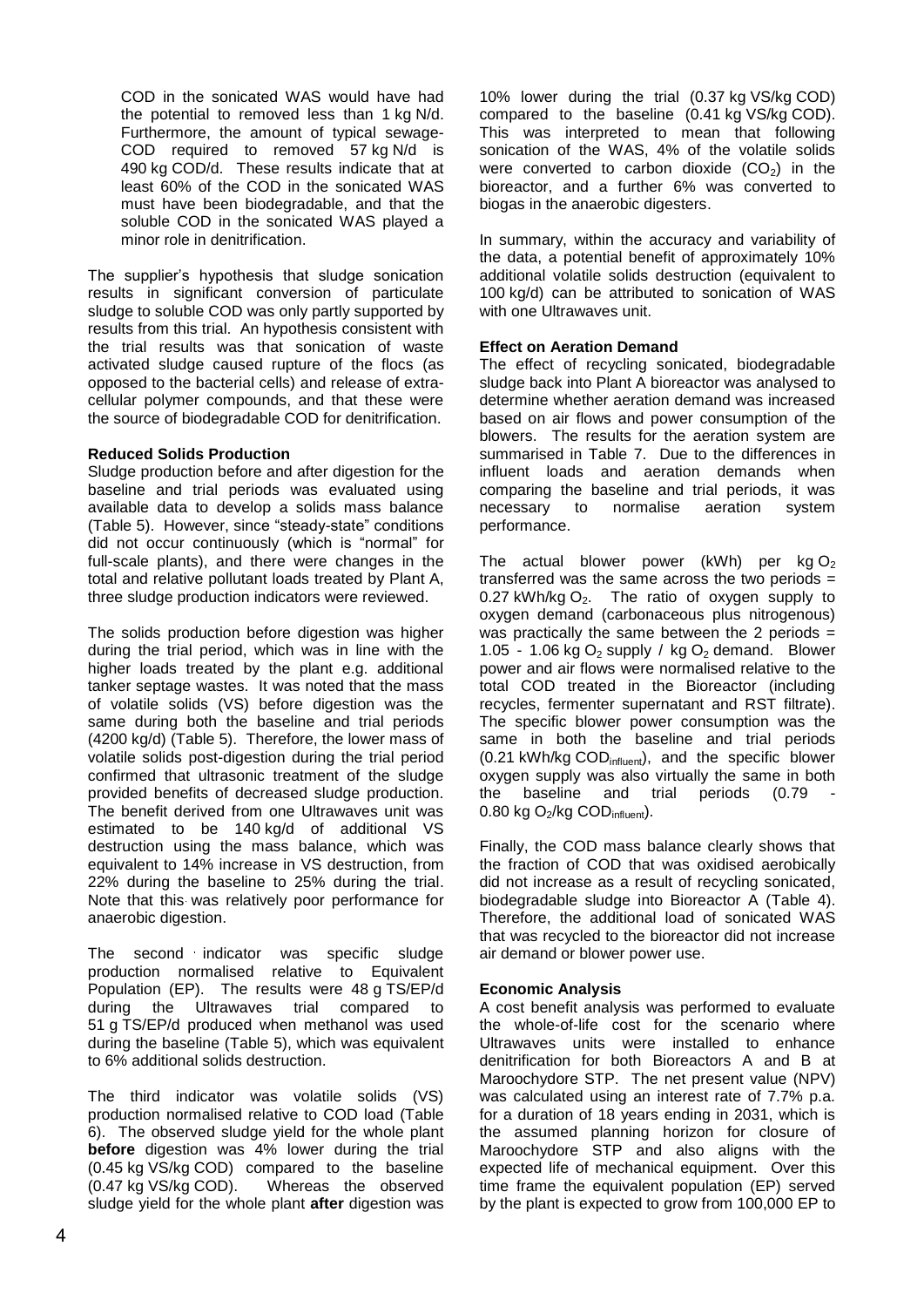COD in the sonicated WAS would have had the potential to removed less than 1 kg N/d. Furthermore, the amount of typical sewage-COD required to removed 57 kg N/d is 490 kg COD/d. These results indicate that at least 60% of the COD in the sonicated WAS must have been biodegradable, and that the soluble COD in the sonicated WAS played a minor role in denitrification.

The supplier's hypothesis that sludge sonication results in significant conversion of particulate sludge to soluble COD was only partly supported by results from this trial. An hypothesis consistent with the trial results was that sonication of waste activated sludge caused rupture of the flocs (as opposed to the bacterial cells) and release of extra-cellular polymer compounds, and that these were the source of biodegradable COD for denitrification.

**Reduced Solids Production**

Sludge production before and after digestion for the baseline and trial periods was evaluated using available data to develop a solids mass balance (Table 5). However, since "steady-state" conditions did not occur continuously (which is "normal" for full-scale plants), and there were changes in the total and relative pollutant loads treated by Plant A, three sludge production indicators were reviewed.

The solids production before digestion was higher during the trial period, which was in line with the higher loads treated by the plant e.g. additional tanker septage wastes. It was noted that the mass of volatile solids (VS) before digestion was the same during both the baseline and trial periods (4200 kg/d) (Table 5). Therefore, the lower mass of volatile solids post-digestion during the trial period confirmed that ultrasonic treatment of the sludge provided benefits of decreased sludge production. The benefit derived from one Ultrawaves unit was estimated to be 140 kg/d of additional VS destruction using the mass balance, which was equivalent to 14% increase in VS destruction, from 22% during the baseline to 25% during the trial. Note that this was relatively poor performance for anaerobic digestion.

The second indicator was specific sludge production normalised relative to Equivalent Population (EP). The results were 48 g TS/EP/d during the Ultrawaves trial compared to 51 g TS/EP/d produced when methanol was used during the baseline (Table 5), which was equivalent to 6% additional solids destruction.

The third indicator was volatile solids (VS) production normalised relative to COD load (Table 6). The observed sludge yield for the whole plant **before** digestion was 4% lower during the trial (0.45 kg VS/kg COD) compared to the baseline (0.47 kg VS/kg COD). Whereas the observed sludge yield for the whole plant **after** digestion was 10% lower during the trial (0.37 kg VS/kg COD) compared to the baseline (0.41 kg VS/kg COD). This was interpreted to mean that following sonication of the WAS, 4% of the volatile solids were converted to carbon dioxide ($CO_2$) in the bioreactor, and a further 6% was converted to biogas in the anaerobic digesters.

In summary, within the accuracy and variability of the data, a potential benefit of approximately 10% additional volatile solids destruction (equivalent to 100 kg/d) can be attributed to sonication of WAS with one Ultrawaves unit.

**Effect on Aeration Demand**

The effect of recycling sonicated, biodegradable sludge back into Plant A bioreactor was analysed to determine whether aeration demand was increased based on air flows and power consumption of the blowers. The results for the aeration system are summarised in Table 7. Due to the differences in influent loads and aeration demands when comparing the baseline and trial periods, it was necessary to normalise aeration system performance.

The actual blower power (kWh) per kg $O_2$ transferred was the same across the two periods = 0.27 kWh/kg $O_2$. The ratio of oxygen supply to oxygen demand (carbonaceous plus nitrogenous) was practically the same between the 2 periods = 1.05 - 1.06 kg $O_2$ supply / kg $O_2$ demand. Blower power and air flows were normalised relative to the total COD treated in the Bioreactor (including recycles, fermenter supernatant and RST filtrate). The specific blower power consumption was the same in both the baseline and trial periods (0.21 kWh/kg $COD_{influent}$), and the specific blower oxygen supply was also virtually the same in both the baseline and trial periods (0.79 - 0.80 kg $O_2$/kg $COD_{influent}$).

Finally, the COD mass balance clearly shows that the fraction of COD that was oxidised aerobically did not increase as a result of recycling sonicated, biodegradable sludge into Bioreactor A (Table 4). Therefore, the additional load of sonicated WAS that was recycled to the bioreactor did not increase air demand or blower power use.

**Economic Analysis**

A cost benefit analysis was performed to evaluate the whole-of-life cost for the scenario where Ultrawaves units were installed to enhance denitrification for both Bioreactors A and B at Maroochydore STP. The net present value (NPV) was calculated using an interest rate of 7.7% p.a. for a duration of 18 years ending in 2031, which is the assumed planning horizon for closure of Maroochydore STP and also aligns with the expected life of mechanical equipment. Over this time frame the equivalent population (EP) served by the plant is expected to grow from 100,000 EP to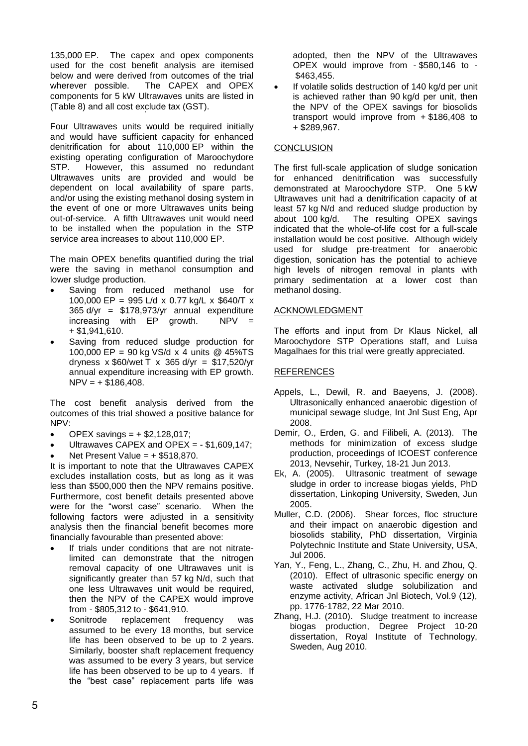135,000 EP. The capex and opex components used for the cost benefit analysis are itemised below and were derived from outcomes of the trial wherever possible. The CAPEX and OPEX components for 5 kW Ultrawaves units are listed in (Table 8) and all cost exclude tax (GST).

Four Ultrawaves units would be required initially and would have sufficient capacity for enhanced denitrification for about 110,000 EP within the existing operating configuration of Maroochydore STP. However, this assumed no redundant Ultrawaves units are provided and would be dependent on local availability of spare parts, and/or using the existing methanol dosing system in the event of one or more Ultrawaves units being out-of-service. A fifth Ultrawaves unit would need to be installed when the population in the STP service area increases to about 110,000 EP.

The main OPEX benefits quantified during the trial were the saving in methanol consumption and lower sludge production.

- Saving from reduced methanol use for 100,000 EP = 995 L/d x 0.77 kg/L x $640/T x 365 d/yr = $178,973/yr annual expenditure increasing with EP growth. NPV = + $1,941,610.
- Saving from reduced sludge production for 100,000 EP = 90 kg VS/d x 4 units @ 45%TS dryness x $60/wet T x 365 d/yr = $17,520/yr annual expenditure increasing with EP growth. NPV = + $186,408.

The cost benefit analysis derived from the outcomes of this trial showed a positive balance for NPV:

- OPEX savings = + $2,128,017;
- Ultrawaves CAPEX and OPEX = - $1,609,147;
- Net Present Value = + $518,870.

It is important to note that the Ultrawaves CAPEX excludes installation costs, but as long as it was less than $500,000 then the NPV remains positive. Furthermore, cost benefit details presented above were for the "worst case" scenario. When the following factors were adjusted in a sensitivity analysis then the financial benefit becomes more financially favourable than presented above:

- If trials under conditions that are not nitrate-limited can demonstrate that the nitrogen removal capacity of one Ultrawaves unit is significantly greater than 57 kg N/d, such that one less Ultrawaves unit would be required, then the NPV of the CAPEX would improve from - $805,312 to - $641,910.
- Sonitrode replacement frequency was assumed to be every 18 months, but service life has been observed to be up to 2 years. Similarly, booster shaft replacement frequency was assumed to be every 3 years, but service life has been observed to be up to 4 years. If the "best case" replacement parts life was adopted, then the NPV of the Ultrawaves OPEX would improve from - $580,146 to - $463,455.
- If volatile solids destruction of 140 kg/d per unit is achieved rather than 90 kg/d per unit, then the NPV of the OPEX savings for biosolids transport would improve from + $186,408 to + $289,967.

## CONCLUSION

The first full-scale application of sludge sonication for enhanced denitrification was successfully demonstrated at Maroochydore STP. One 5 kW Ultrawaves unit had a denitrification capacity of at least 57 kg N/d and reduced sludge production by about 100 kg/d. The resulting OPEX savings indicated that the whole-of-life cost for a full-scale installation would be cost positive. Although widely used for sludge pre-treatment for anaerobic digestion, sonication has the potential to achieve high levels of nitrogen removal in plants with primary sedimentation at a lower cost than methanol dosing.

## ACKNOWLEDGMENT

The efforts and input from Dr Klaus Nickel, all Maroochydore STP Operations staff, and Luisa Magalhaes for this trial were greatly appreciated.

## REFERENCES

- Appels, L., Dewil, R. and Baeyens, J. (2008). Ultrasonically enhanced anaerobic digestion of municipal sewage sludge, Int Jnl Sust Eng, Apr 2008.
- Demir, O., Erden, G. and Filibeli, A. (2013). The methods for minimization of excess sludge production, proceedings of ICOEST conference 2013, Nevsehir, Turkey, 18-21 Jun 2013.
- Ek, A. (2005). Ultrasonic treatment of sewage sludge in order to increase biogas yields, PhD dissertation, Linkoping University, Sweden, Jun 2005.
- Muller, C.D. (2006). Shear forces, floc structure and their impact on anaerobic digestion and biosolids stability, PhD dissertation, Virginia Polytechnic Institute and State University, USA, Jul 2006.
- Yan, Y., Feng, L., Zhang, C., Zhu, H. and Zhou, Q. (2010). Effect of ultrasonic specific energy on waste activated sludge solubilization and enzyme activity, African Jnl Biotech, Vol.9 (12), pp. 1776-1782, 22 Mar 2010.
- Zhang, H.J. (2010). Sludge treatment to increase biogas production, Degree Project 10-20 dissertation, Royal Institute of Technology, Sweden, Aug 2010.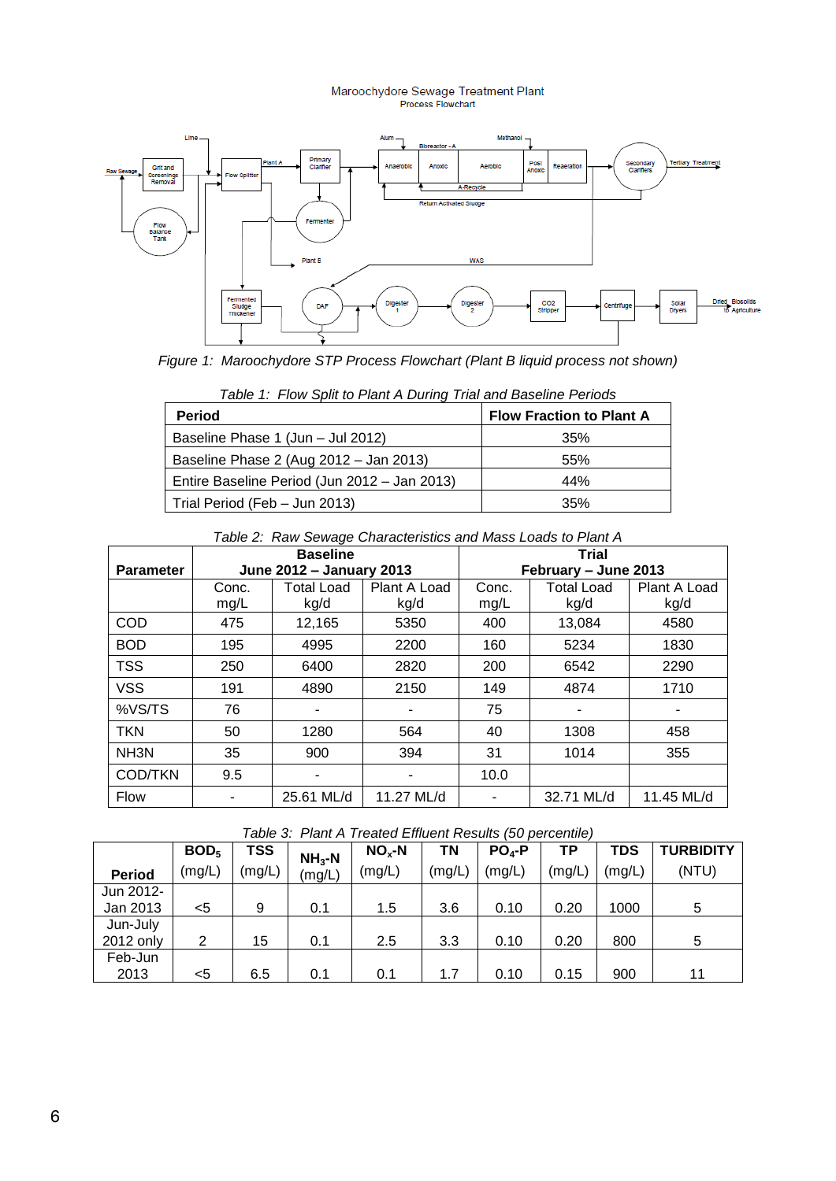Maroochydore Sewage Treatment Plant
Process Flowchart

*Figure 1: Maroochydore STP Process Flowchart (Plant B liquid process not shown)*

*Table 1: Flow Split to Plant A During Trial and Baseline Periods*

| Period | Flow Fraction to Plant A |
|---|---|
| Baseline Phase 1 (Jun – Jul 2012) | 35% |
| Baseline Phase 2 (Aug 2012 – Jan 2013) | 55% |
| Entire Baseline Period (Jun 2012 – Jan 2013) | 44% |
| Trial Period (Feb – Jun 2013) | 35% |

*Table 2: Raw Sewage Characteristics and Mass Loads to Plant A*

| Parameter | Baseline June 2012 – January 2013 | | | Trial February – June 2013 | | |
|---|---|---|---|---|---|---|
| | Conc. mg/L | Total Load kg/d | Plant A Load kg/d | Conc. mg/L | Total Load kg/d | Plant A Load kg/d |
| COD | 475 | 12,165 | 5350 | 400 | 13,084 | 4580 |
| BOD | 195 | 4995 | 2200 | 160 | 5234 | 1830 |
| TSS | 250 | 6400 | 2820 | 200 | 6542 | 2290 |
| VSS | 191 | 4890 | 2150 | 149 | 4874 | 1710 |
| %VS/TS | 76 | - | - | 75 | - | - |
| TKN | 50 | 1280 | 564 | 40 | 1308 | 458 |
| NH3N | 35 | 900 | 394 | 31 | 1014 | 355 |
| COD/TKN | 9.5 | - | - | 10.0 | | |
| Flow | - | 25.61 ML/d | 11.27 ML/d | - | 32.71 ML/d | 11.45 ML/d |

*Table 3: Plant A Treated Effluent Results (50 percentile)*

| Period | $BOD_5$ (mg/L) | TSS (mg/L) | $NH_3$-N (mg/L) | $NO_x$-N (mg/L) | TN (mg/L) | $PO_4$-P (mg/L) | TP (mg/L) | TDS (mg/L) | TURBIDITY (NTU) |
|---|---|---|---|---|---|---|---|---|---|
| Jun 2012-Jan 2013 | <5 | 9 | 0.1 | 1.5 | 3.6 | 0.10 | 0.20 | 1000 | 5 |
| Jun-July 2012 only | 2 | 15 | 0.1 | 2.5 | 3.3 | 0.10 | 0.20 | 800 | 5 |
| Feb-Jun 2013 | <5 | 6.5 | 0.1 | 0.1 | 1.7 | 0.10 | 0.15 | 900 | 11 |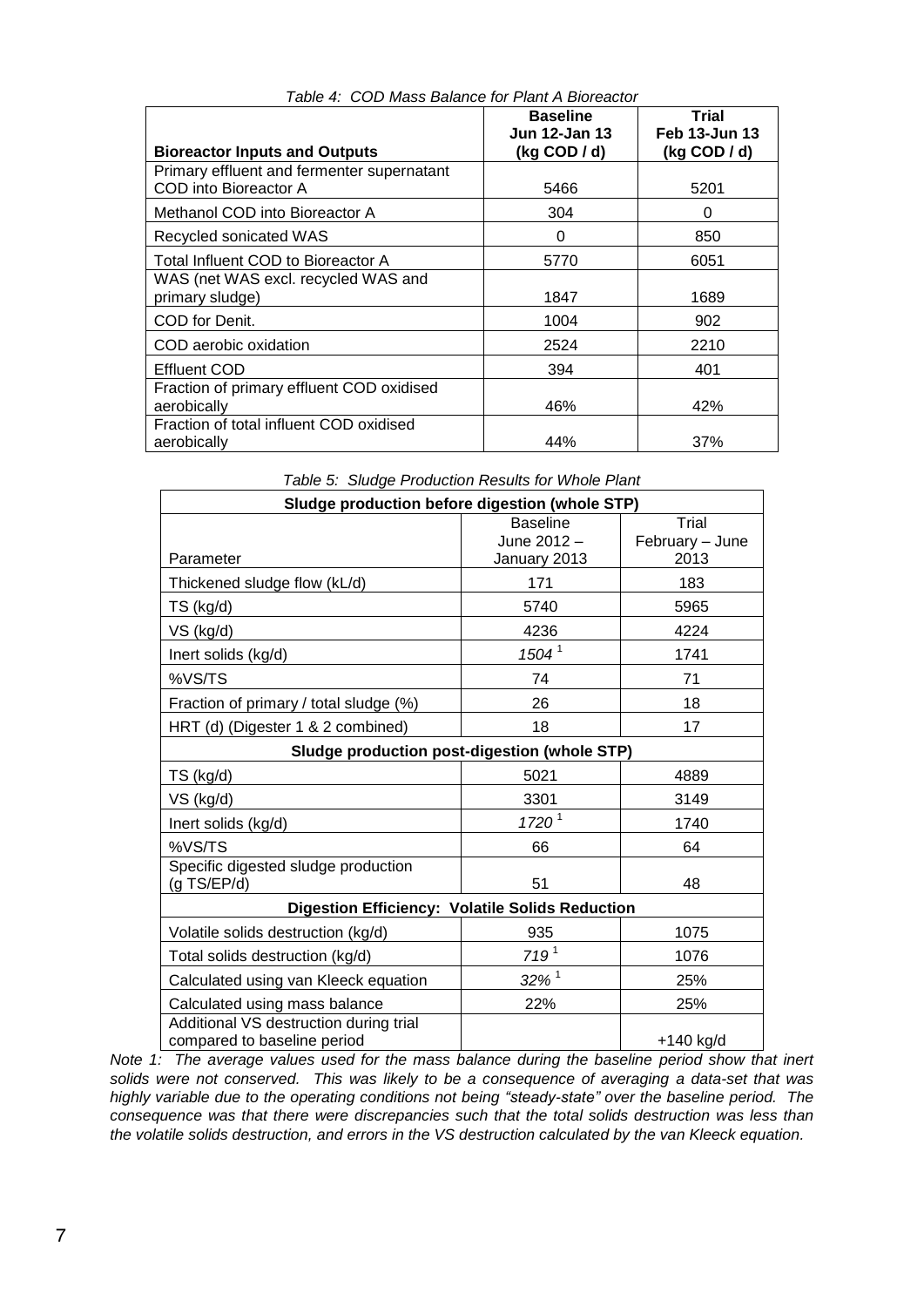*Table 4: COD Mass Balance for Plant A Bioreactor*

| Bioreactor Inputs and Outputs | Baseline Jun 12-Jan 13 (kg COD / d) | Trial Feb 13-Jun 13 (kg COD / d) |
|---|---|---|
| Primary effluent and fermenter supernatant COD into Bioreactor A | 5466 | 5201 |
| Methanol COD into Bioreactor A | 304 | 0 |
| Recycled sonicated WAS | 0 | 850 |
| Total Influent COD to Bioreactor A | 5770 | 6051 |
| WAS (net WAS excl. recycled WAS and primary sludge) | 1847 | 1689 |
| COD for Denit. | 1004 | 902 |
| COD aerobic oxidation | 2524 | 2210 |
| Effluent COD | 394 | 401 |
| Fraction of primary effluent COD oxidised aerobically | 46% | 42% |
| Fraction of total influent COD oxidised aerobically | 44% | 37% |

*Table 5: Sludge Production Results for Whole Plant*

| Sludge production before digestion (whole STP) | | |
|---|---|---|
| Parameter | Baseline June 2012 – January 2013 | Trial February – June 2013 |
| Thickened sludge flow (kL/d) | 171 | 183 |
| TS (kg/d) | 5740 | 5965 |
| VS (kg/d) | 4236 | 4224 |
| Inert solids (kg/d) | *1504* [1] | 1741 |
| %VS/TS | 74 | 71 |
| Fraction of primary / total sludge (%) | 26 | 18 |
| HRT (d) (Digester 1 & 2 combined) | 18 | 17 |
| **Sludge production post-digestion (whole STP)** | | |
| TS (kg/d) | 5021 | 4889 |
| VS (kg/d) | 3301 | 3149 |
| Inert solids (kg/d) | *1720* [1] | 1740 |
| %VS/TS | 66 | 64 |
| Specific digested sludge production (g TS/EP/d) | 51 | 48 |
| **Digestion Efficiency: Volatile Solids Reduction** | | |
| Volatile solids destruction (kg/d) | 935 | 1075 |
| Total solids destruction (kg/d) | *719* [1] | 1076 |
| Calculated using van Kleeck equation | *32%* [1] | 25% |
| Calculated using mass balance | 22% | 25% |
| Additional VS destruction during trial compared to baseline period | | +140 kg/d |

*Note 1: The average values used for the mass balance during the baseline period show that inert solids were not conserved. This was likely to be a consequence of averaging a data-set that was highly variable due to the operating conditions not being "steady-state" over the baseline period. The consequence was that there were discrepancies such that the total solids destruction was less than the volatile solids destruction, and errors in the VS destruction calculated by the van Kleeck equation.*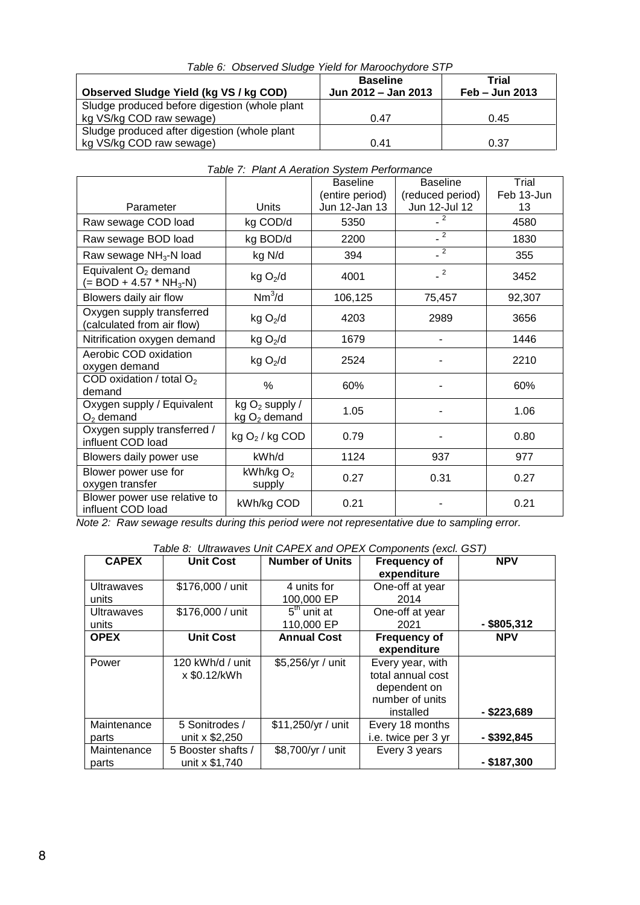*Table 6: Observed Sludge Yield for Maroochydore STP*

| Observed Sludge Yield (kg VS / kg COD) | Baseline Jun 2012 – Jan 2013 | Trial Feb – Jun 2013 |
|---|---|---|
| Sludge produced before digestion (whole plant kg VS/kg COD raw sewage) | 0.47 | 0.45 |
| Sludge produced after digestion (whole plant kg VS/kg COD raw sewage) | 0.41 | 0.37 |

*Table 7: Plant A Aeration System Performance*

| Parameter | Units | Baseline (entire period) Jun 12-Jan 13 | Baseline (reduced period) Jun 12-Jul 12 | Trial Feb 13-Jun 13 |
|---|---|---|---|---|
| Raw sewage COD load | kg COD/d | 5350 | - [2] | 4580 |
| Raw sewage BOD load | kg BOD/d | 2200 | - [2] | 1830 |
| Raw sewage $NH_3$-N load | kg N/d | 394 | - [2] | 355 |
| Equivalent $O_2$ demand (= BOD + 4.57 * $NH_3$-N) | kg $O_2$/d | 4001 | - [2] | 3452 |
| Blowers daily air flow | $Nm^3$/d | 106,125 | 75,457 | 92,307 |
| Oxygen supply transferred (calculated from air flow) | kg $O_2$/d | 4203 | 2989 | 3656 |
| Nitrification oxygen demand | kg $O_2$/d | 1679 | - | 1446 |
| Aerobic COD oxidation oxygen demand | kg $O_2$/d | 2524 | - | 2210 |
| COD oxidation / total $O_2$ demand | % | 60% | - | 60% |
| Oxygen supply / Equivalent $O_2$ demand | kg $O_2$ supply / kg $O_2$ demand | 1.05 | - | 1.06 |
| Oxygen supply transferred / influent COD load | kg $O_2$ / kg COD | 0.79 | - | 0.80 |
| Blowers daily power use | kWh/d | 1124 | 937 | 977 |
| Blower power use for oxygen transfer | kWh/kg $O_2$ supply | 0.27 | 0.31 | 0.27 |
| Blower power use relative to influent COD load | kWh/kg COD | 0.21 | - | 0.21 |

*Note 2: Raw sewage results during this period were not representative due to sampling error.*

*Table 8: Ultrawaves Unit CAPEX and OPEX Components (excl. GST)*

| CAPEX | Unit Cost | Number of Units | Frequency of expenditure | NPV |
|---|---|---|---|---|
| Ultrawaves units | \$176,000 / unit | 4 units for 100,000 EP | One-off at year 2014 | |
| Ultrawaves units | \$176,000 / unit | 5th unit at 110,000 EP | One-off at year 2021 | - \$805,312 |
| **OPEX** | **Unit Cost** | **Annual Cost** | **Frequency of expenditure** | **NPV** |
| Power | 120 kWh/d / unit x \$0.12/kWh | \$5,256/yr / unit | Every year, with total annual cost dependent on number of units installed | - \$223,689 |
| Maintenance parts | 5 Sonitrodes / unit x \$2,250 | \$11,250/yr / unit | Every 18 months i.e. twice per 3 yr | - \$392,845 |
| Maintenance parts | 5 Booster shafts / unit x \$1,740 | \$8,700/yr / unit | Every 3 years | - \$187,300 |